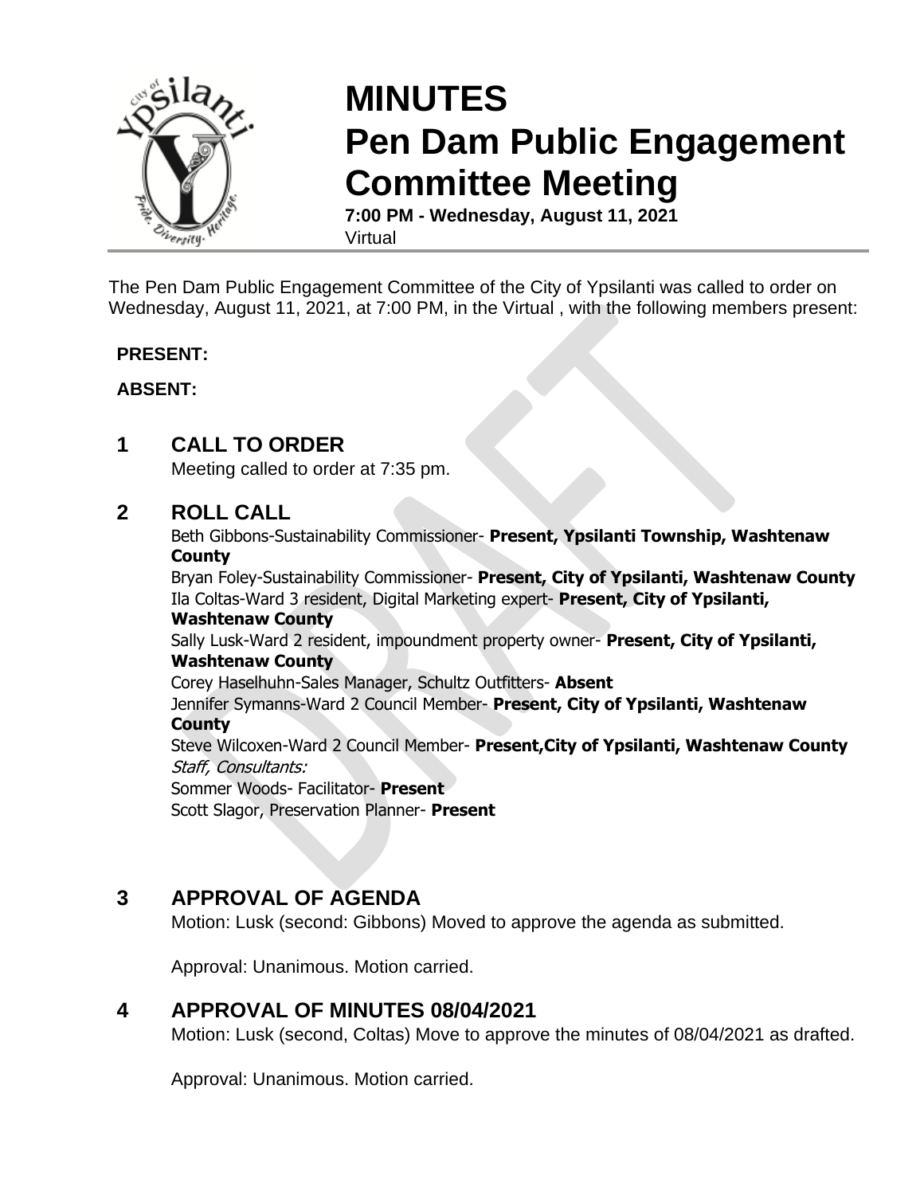# MINUTES
# Pen Dam Public Engagement Committee Meeting

**7:00 PM - Wednesday, August 11, 2021**
Virtual

The Pen Dam Public Engagement Committee of the City of Ypsilanti was called to order on Wednesday, August 11, 2021, at 7:00 PM, in the Virtual , with the following members present:

**PRESENT:**

**ABSENT:**

## 1 CALL TO ORDER

Meeting called to order at 7:35 pm.

## 2 ROLL CALL

Beth Gibbons-Sustainability Commissioner- **Present, Ypsilanti Township, Washtenaw County**
Bryan Foley-Sustainability Commissioner- **Present, City of Ypsilanti, Washtenaw County**
Ila Coltas-Ward 3 resident, Digital Marketing expert- **Present, City of Ypsilanti, Washtenaw County**
Sally Lusk-Ward 2 resident, impoundment property owner- **Present, City of Ypsilanti, Washtenaw County**
Corey Haselhuhn-Sales Manager, Schultz Outfitters- **Absent**
Jennifer Symanns-Ward 2 Council Member- **Present, City of Ypsilanti, Washtenaw County**
Steve Wilcoxen-Ward 2 Council Member- **Present,City of Ypsilanti, Washtenaw County**
*Staff, Consultants:*
Sommer Woods- Facilitator- **Present**
Scott Slagor, Preservation Planner- **Present**

## 3 APPROVAL OF AGENDA

Motion: Lusk (second: Gibbons) Moved to approve the agenda as submitted.

Approval: Unanimous. Motion carried.

## 4 APPROVAL OF MINUTES 08/04/2021

Motion: Lusk (second, Coltas) Move to approve the minutes of 08/04/2021 as drafted.

Approval: Unanimous. Motion carried.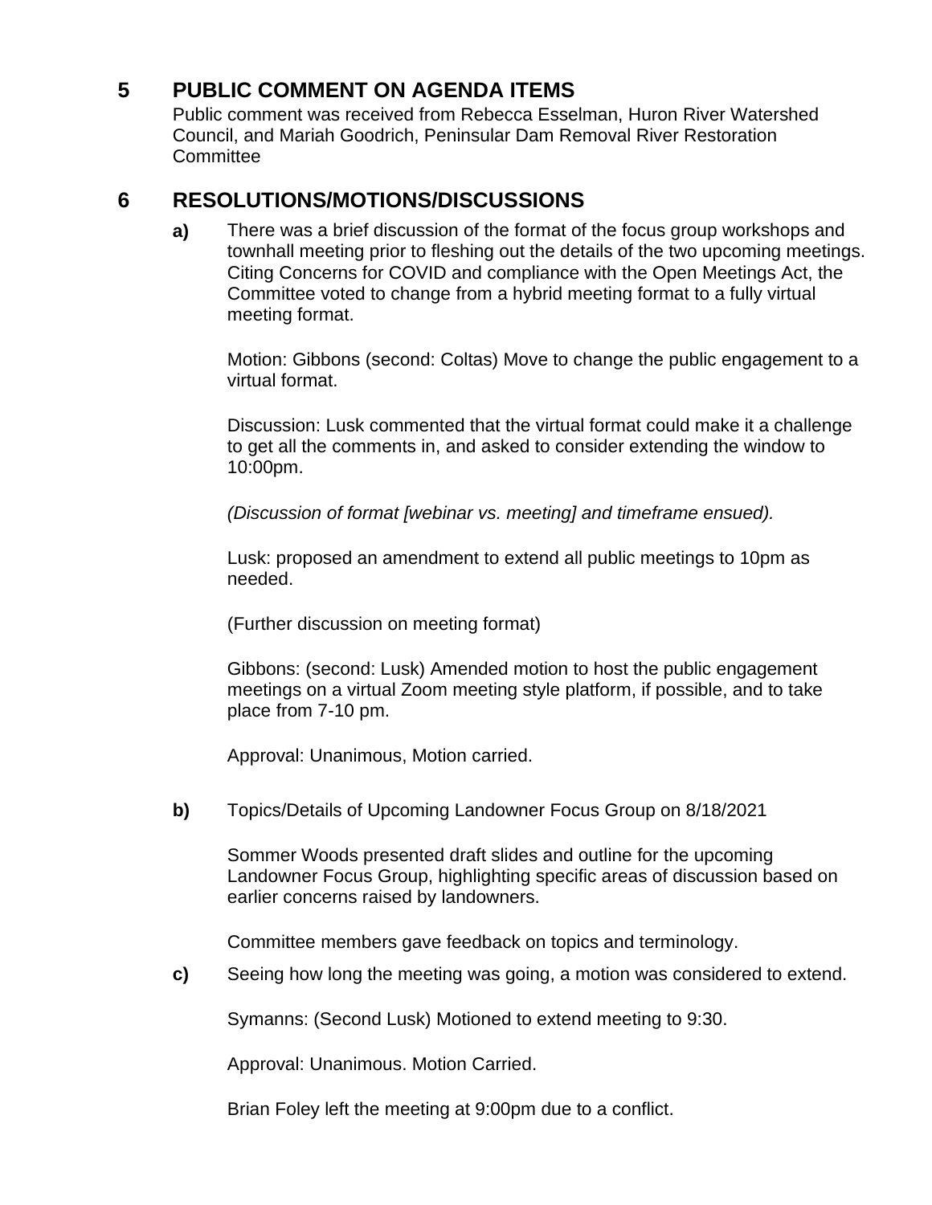## 5 PUBLIC COMMENT ON AGENDA ITEMS

Public comment was received from Rebecca Esselman, Huron River Watershed Council, and Mariah Goodrich, Peninsular Dam Removal River Restoration Committee

## 6 RESOLUTIONS/MOTIONS/DISCUSSIONS

**a)** There was a brief discussion of the format of the focus group workshops and townhall meeting prior to fleshing out the details of the two upcoming meetings. Citing Concerns for COVID and compliance with the Open Meetings Act, the Committee voted to change from a hybrid meeting format to a fully virtual meeting format.

Motion: Gibbons (second: Coltas) Move to change the public engagement to a virtual format.

Discussion: Lusk commented that the virtual format could make it a challenge to get all the comments in, and asked to consider extending the window to 10:00pm.

*(Discussion of format [webinar vs. meeting] and timeframe ensued).*

Lusk: proposed an amendment to extend all public meetings to 10pm as needed.

(Further discussion on meeting format)

Gibbons: (second: Lusk) Amended motion to host the public engagement meetings on a virtual Zoom meeting style platform, if possible, and to take place from 7-10 pm.

Approval: Unanimous, Motion carried.

**b)** Topics/Details of Upcoming Landowner Focus Group on 8/18/2021

Sommer Woods presented draft slides and outline for the upcoming Landowner Focus Group, highlighting specific areas of discussion based on earlier concerns raised by landowners.

Committee members gave feedback on topics and terminology.

**c)** Seeing how long the meeting was going, a motion was considered to extend.

Symanns: (Second Lusk) Motioned to extend meeting to 9:30.

Approval: Unanimous. Motion Carried.

Brian Foley left the meeting at 9:00pm due to a conflict.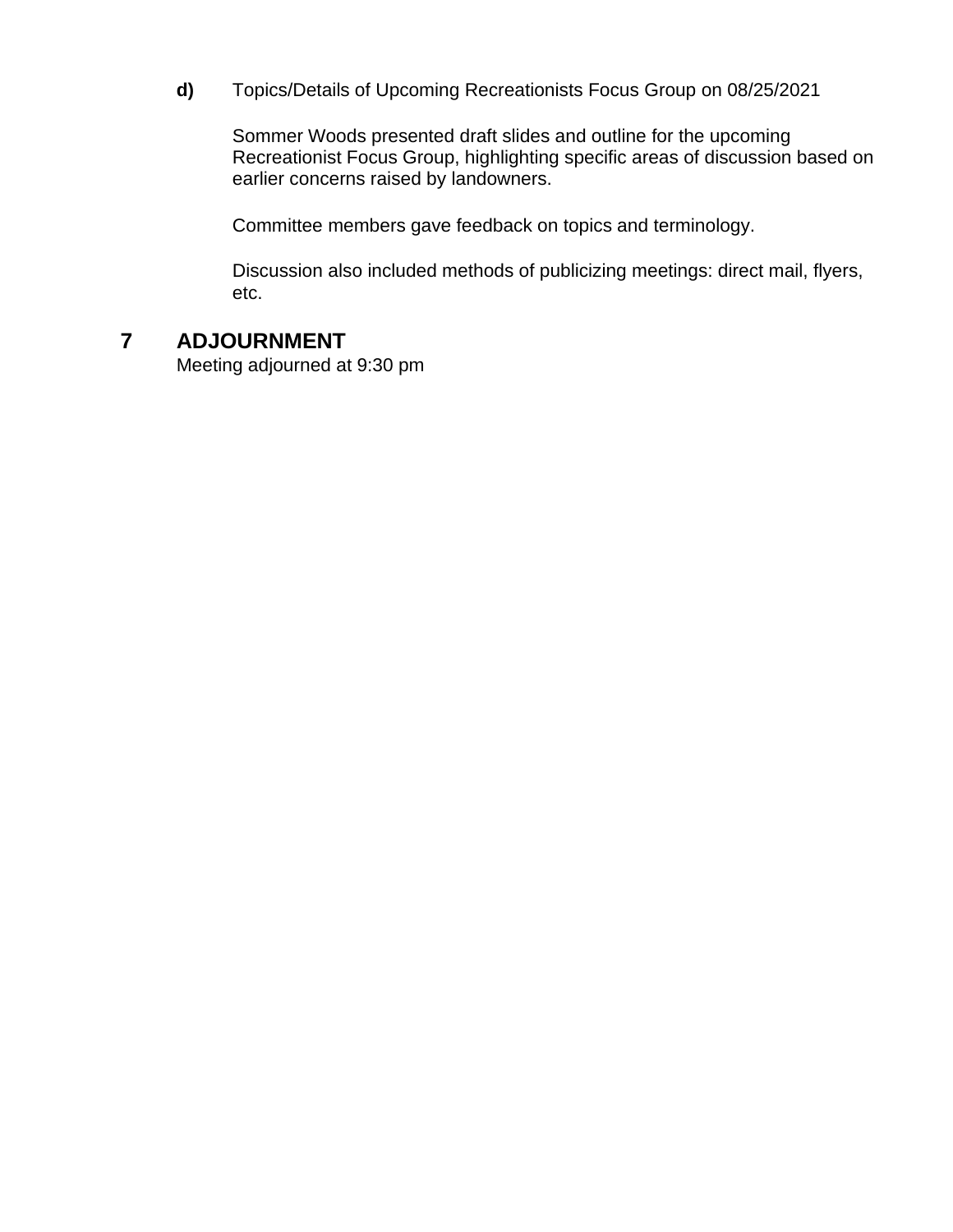**d)** Topics/Details of Upcoming Recreationists Focus Group on 08/25/2021

Sommer Woods presented draft slides and outline for the upcoming Recreationist Focus Group, highlighting specific areas of discussion based on earlier concerns raised by landowners.

Committee members gave feedback on topics and terminology.

Discussion also included methods of publicizing meetings: direct mail, flyers, etc.

## 7 ADJOURNMENT

Meeting adjourned at 9:30 pm